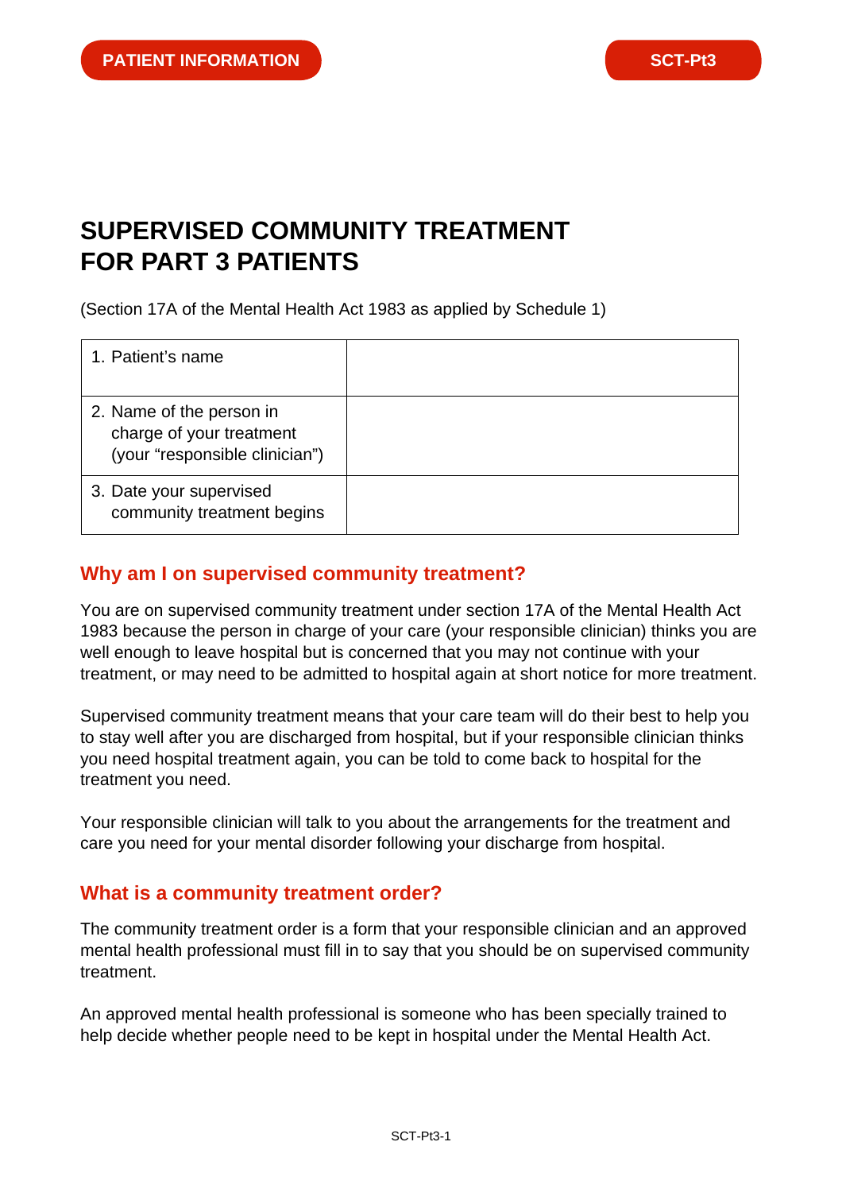PATIENT INFORMATION

SCT-Pt3

# SUPERVISED COMMUNITY TREATMENT FOR PART 3 PATIENTS

(Section 17A of the Mental Health Act 1983 as applied by Schedule 1)

| | |
|---|---|
| 1. Patient's name | |
| 2. Name of the person in charge of your treatment (your "responsible clinician") | |
| 3. Date your supervised community treatment begins | |

## Why am I on supervised community treatment?

You are on supervised community treatment under section 17A of the Mental Health Act 1983 because the person in charge of your care (your responsible clinician) thinks you are well enough to leave hospital but is concerned that you may not continue with your treatment, or may need to be admitted to hospital again at short notice for more treatment.

Supervised community treatment means that your care team will do their best to help you to stay well after you are discharged from hospital, but if your responsible clinician thinks you need hospital treatment again, you can be told to come back to hospital for the treatment you need.

Your responsible clinician will talk to you about the arrangements for the treatment and care you need for your mental disorder following your discharge from hospital.

## What is a community treatment order?

The community treatment order is a form that your responsible clinician and an approved mental health professional must fill in to say that you should be on supervised community treatment.

An approved mental health professional is someone who has been specially trained to help decide whether people need to be kept in hospital under the Mental Health Act.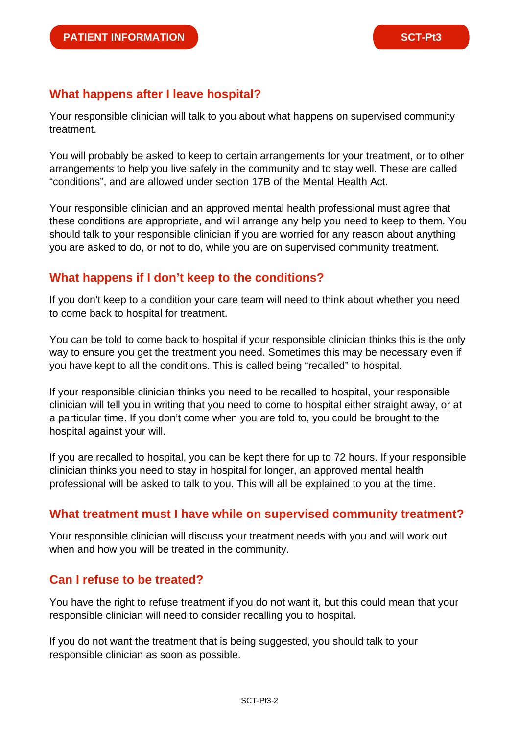## What happens after I leave hospital?

Your responsible clinician will talk to you about what happens on supervised community treatment.

You will probably be asked to keep to certain arrangements for your treatment, or to other arrangements to help you live safely in the community and to stay well. These are called "conditions", and are allowed under section 17B of the Mental Health Act.

Your responsible clinician and an approved mental health professional must agree that these conditions are appropriate, and will arrange any help you need to keep to them. You should talk to your responsible clinician if you are worried for any reason about anything you are asked to do, or not to do, while you are on supervised community treatment.

## What happens if I don't keep to the conditions?

If you don't keep to a condition your care team will need to think about whether you need to come back to hospital for treatment.

You can be told to come back to hospital if your responsible clinician thinks this is the only way to ensure you get the treatment you need. Sometimes this may be necessary even if you have kept to all the conditions. This is called being "recalled" to hospital.

If your responsible clinician thinks you need to be recalled to hospital, your responsible clinician will tell you in writing that you need to come to hospital either straight away, or at a particular time. If you don't come when you are told to, you could be brought to the hospital against your will.

If you are recalled to hospital, you can be kept there for up to 72 hours. If your responsible clinician thinks you need to stay in hospital for longer, an approved mental health professional will be asked to talk to you. This will all be explained to you at the time.

## What treatment must I have while on supervised community treatment?

Your responsible clinician will discuss your treatment needs with you and will work out when and how you will be treated in the community.

## Can I refuse to be treated?

You have the right to refuse treatment if you do not want it, but this could mean that your responsible clinician will need to consider recalling you to hospital.

If you do not want the treatment that is being suggested, you should talk to your responsible clinician as soon as possible.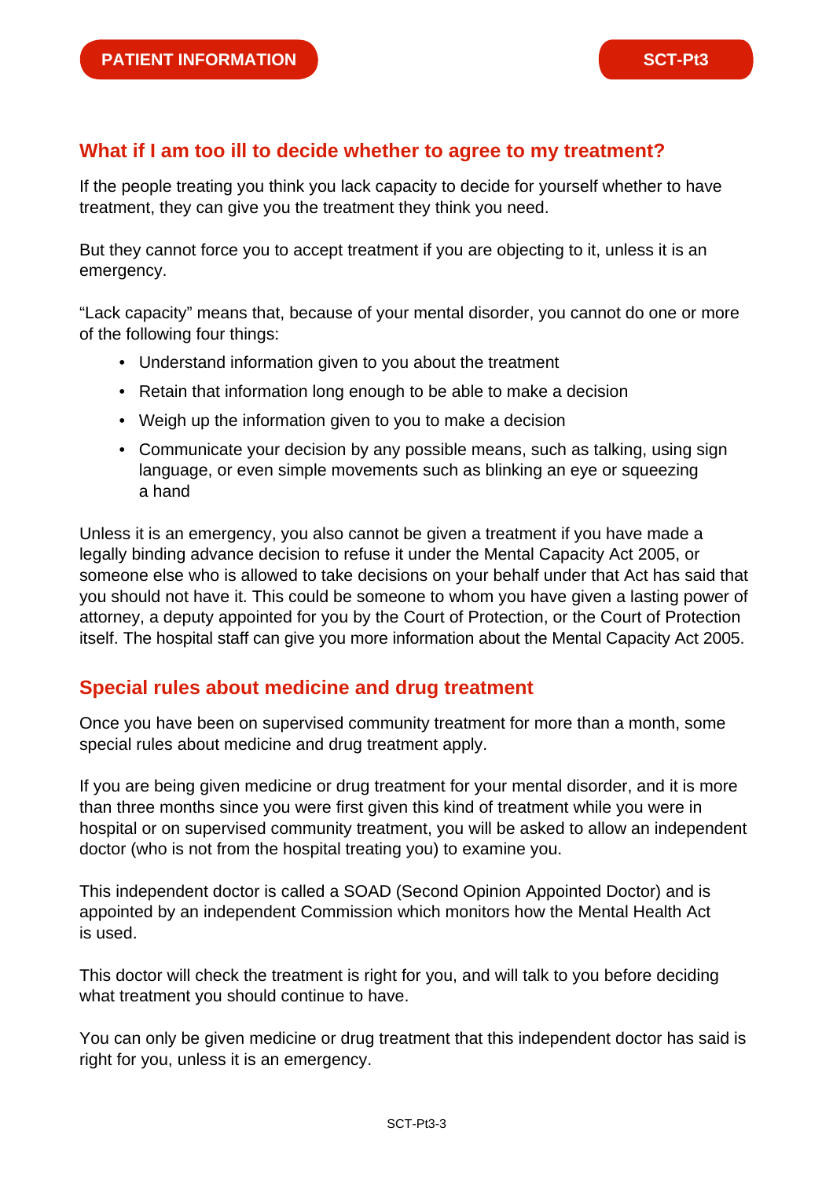## What if I am too ill to decide whether to agree to my treatment?

If the people treating you think you lack capacity to decide for yourself whether to have treatment, they can give you the treatment they think you need.

But they cannot force you to accept treatment if you are objecting to it, unless it is an emergency.

“Lack capacity” means that, because of your mental disorder, you cannot do one or more of the following four things:

- Understand information given to you about the treatment
- Retain that information long enough to be able to make a decision
- Weigh up the information given to you to make a decision
- Communicate your decision by any possible means, such as talking, using sign language, or even simple movements such as blinking an eye or squeezing a hand

Unless it is an emergency, you also cannot be given a treatment if you have made a legally binding advance decision to refuse it under the Mental Capacity Act 2005, or someone else who is allowed to take decisions on your behalf under that Act has said that you should not have it. This could be someone to whom you have given a lasting power of attorney, a deputy appointed for you by the Court of Protection, or the Court of Protection itself. The hospital staff can give you more information about the Mental Capacity Act 2005.

## Special rules about medicine and drug treatment

Once you have been on supervised community treatment for more than a month, some special rules about medicine and drug treatment apply.

If you are being given medicine or drug treatment for your mental disorder, and it is more than three months since you were first given this kind of treatment while you were in hospital or on supervised community treatment, you will be asked to allow an independent doctor (who is not from the hospital treating you) to examine you.

This independent doctor is called a SOAD (Second Opinion Appointed Doctor) and is appointed by an independent Commission which monitors how the Mental Health Act is used.

This doctor will check the treatment is right for you, and will talk to you before deciding what treatment you should continue to have.

You can only be given medicine or drug treatment that this independent doctor has said is right for you, unless it is an emergency.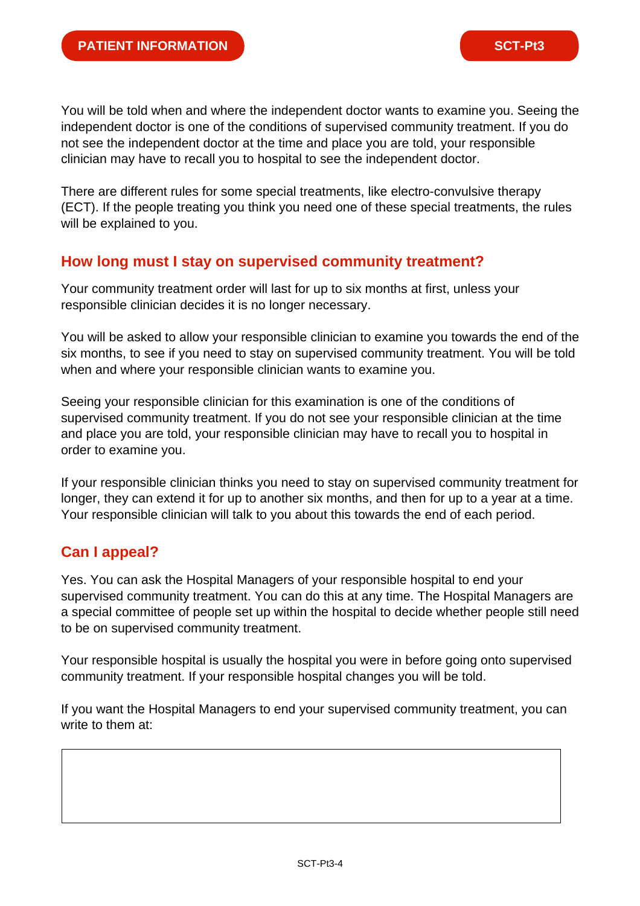You will be told when and where the independent doctor wants to examine you. Seeing the independent doctor is one of the conditions of supervised community treatment. If you do not see the independent doctor at the time and place you are told, your responsible clinician may have to recall you to hospital to see the independent doctor.

There are different rules for some special treatments, like electro-convulsive therapy (ECT). If the people treating you think you need one of these special treatments, the rules will be explained to you.

## How long must I stay on supervised community treatment?

Your community treatment order will last for up to six months at first, unless your responsible clinician decides it is no longer necessary.

You will be asked to allow your responsible clinician to examine you towards the end of the six months, to see if you need to stay on supervised community treatment. You will be told when and where your responsible clinician wants to examine you.

Seeing your responsible clinician for this examination is one of the conditions of supervised community treatment. If you do not see your responsible clinician at the time and place you are told, your responsible clinician may have to recall you to hospital in order to examine you.

If your responsible clinician thinks you need to stay on supervised community treatment for longer, they can extend it for up to another six months, and then for up to a year at a time. Your responsible clinician will talk to you about this towards the end of each period.

## Can I appeal?

Yes. You can ask the Hospital Managers of your responsible hospital to end your supervised community treatment. You can do this at any time. The Hospital Managers are a special committee of people set up within the hospital to decide whether people still need to be on supervised community treatment.

Your responsible hospital is usually the hospital you were in before going onto supervised community treatment. If your responsible hospital changes you will be told.

If you want the Hospital Managers to end your supervised community treatment, you can write to them at: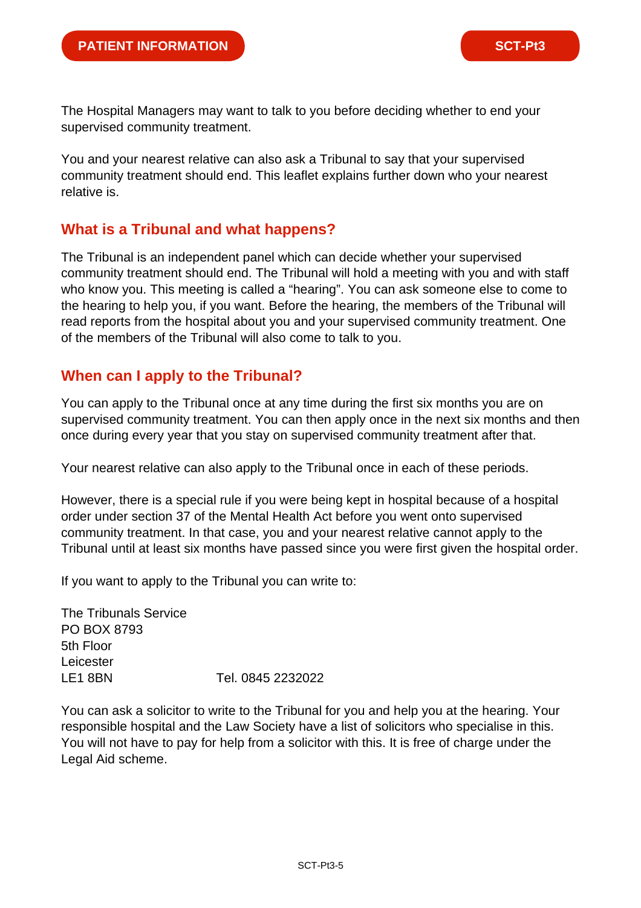The Hospital Managers may want to talk to you before deciding whether to end your supervised community treatment.

You and your nearest relative can also ask a Tribunal to say that your supervised community treatment should end. This leaflet explains further down who your nearest relative is.

## What is a Tribunal and what happens?

The Tribunal is an independent panel which can decide whether your supervised community treatment should end. The Tribunal will hold a meeting with you and with staff who know you. This meeting is called a “hearing”. You can ask someone else to come to the hearing to help you, if you want. Before the hearing, the members of the Tribunal will read reports from the hospital about you and your supervised community treatment. One of the members of the Tribunal will also come to talk to you.

## When can I apply to the Tribunal?

You can apply to the Tribunal once at any time during the first six months you are on supervised community treatment. You can then apply once in the next six months and then once during every year that you stay on supervised community treatment after that.

Your nearest relative can also apply to the Tribunal once in each of these periods.

However, there is a special rule if you were being kept in hospital because of a hospital order under section 37 of the Mental Health Act before you went onto supervised community treatment. In that case, you and your nearest relative cannot apply to the Tribunal until at least six months have passed since you were first given the hospital order.

If you want to apply to the Tribunal you can write to:

The Tribunals Service
PO BOX 8793
5th Floor
Leicester
LE1 8BN Tel. 0845 2232022

You can ask a solicitor to write to the Tribunal for you and help you at the hearing. Your responsible hospital and the Law Society have a list of solicitors who specialise in this. You will not have to pay for help from a solicitor with this. It is free of charge under the Legal Aid scheme.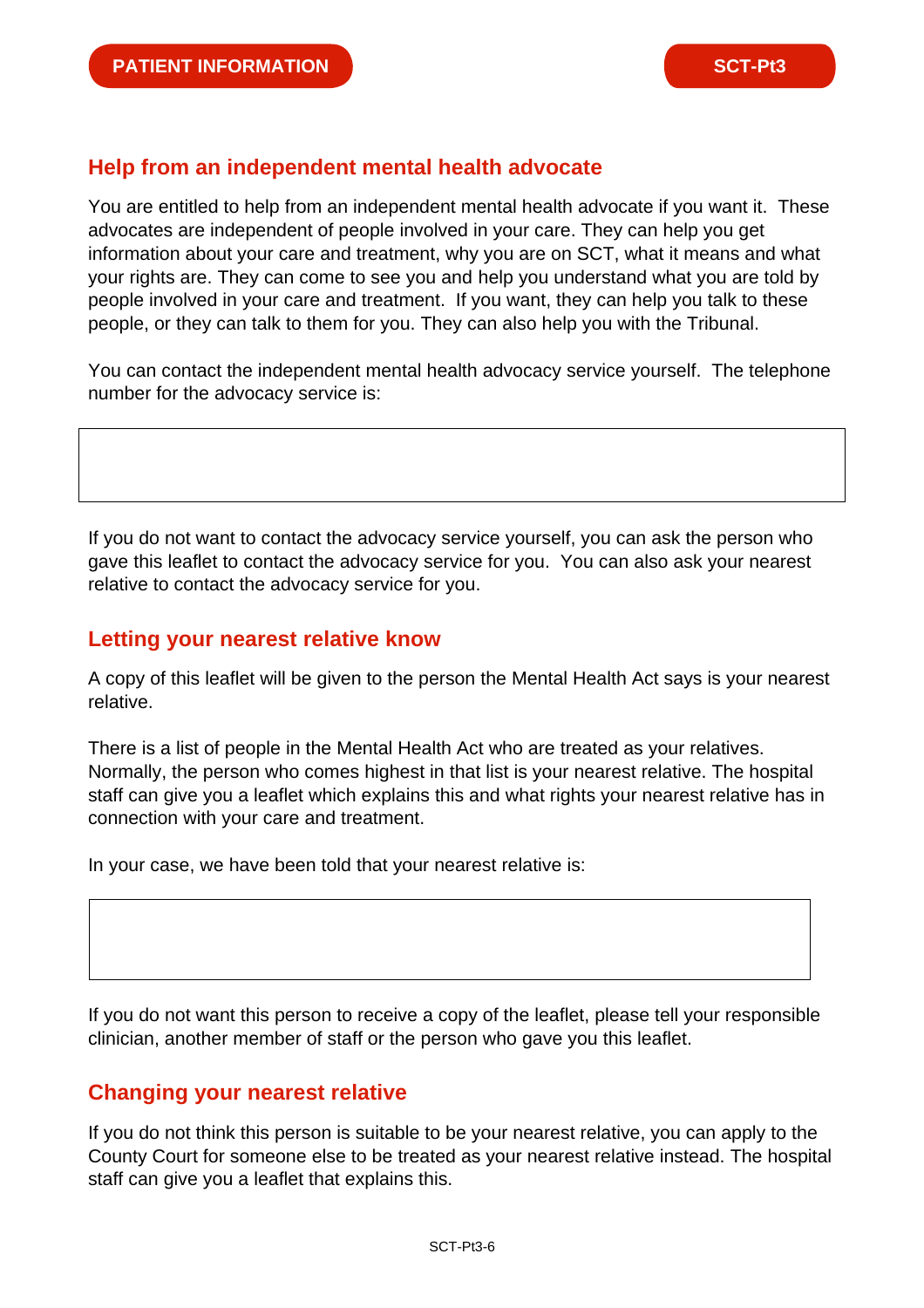## Help from an independent mental health advocate

You are entitled to help from an independent mental health advocate if you want it. These advocates are independent of people involved in your care. They can help you get information about your care and treatment, why you are on SCT, what it means and what your rights are. They can come to see you and help you understand what you are told by people involved in your care and treatment. If you want, they can help you talk to these people, or they can talk to them for you. They can also help you with the Tribunal.

You can contact the independent mental health advocacy service yourself. The telephone number for the advocacy service is:

| |
|---|
| |

If you do not want to contact the advocacy service yourself, you can ask the person who gave this leaflet to contact the advocacy service for you. You can also ask your nearest relative to contact the advocacy service for you.

## Letting your nearest relative know

A copy of this leaflet will be given to the person the Mental Health Act says is your nearest relative.

There is a list of people in the Mental Health Act who are treated as your relatives. Normally, the person who comes highest in that list is your nearest relative. The hospital staff can give you a leaflet which explains this and what rights your nearest relative has in connection with your care and treatment.

In your case, we have been told that your nearest relative is:

| |
|---|
| |

If you do not want this person to receive a copy of the leaflet, please tell your responsible clinician, another member of staff or the person who gave you this leaflet.

## Changing your nearest relative

If you do not think this person is suitable to be your nearest relative, you can apply to the County Court for someone else to be treated as your nearest relative instead. The hospital staff can give you a leaflet that explains this.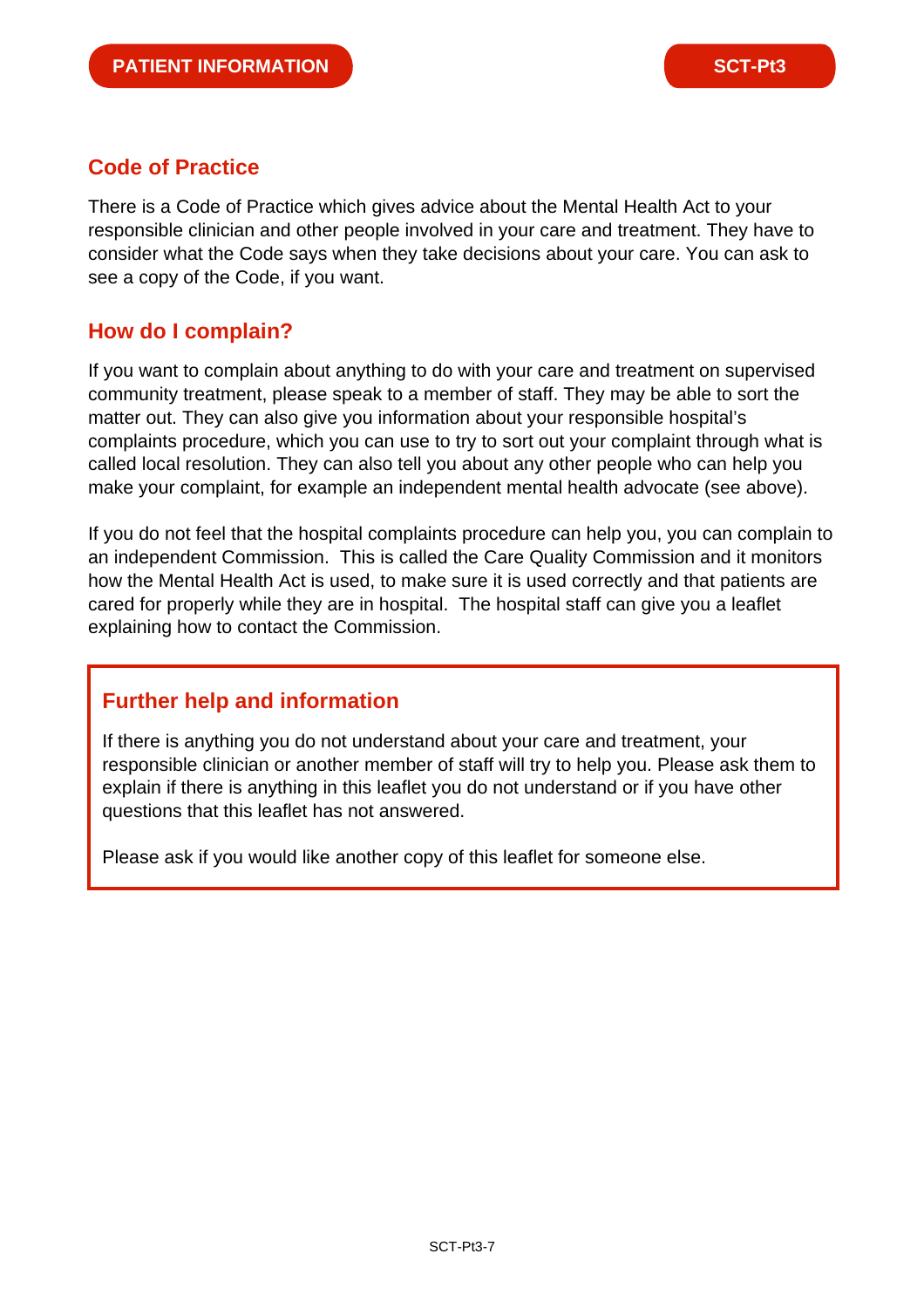## Code of Practice

There is a Code of Practice which gives advice about the Mental Health Act to your responsible clinician and other people involved in your care and treatment. They have to consider what the Code says when they take decisions about your care. You can ask to see a copy of the Code, if you want.

## How do I complain?

If you want to complain about anything to do with your care and treatment on supervised community treatment, please speak to a member of staff. They may be able to sort the matter out. They can also give you information about your responsible hospital's complaints procedure, which you can use to try to sort out your complaint through what is called local resolution. They can also tell you about any other people who can help you make your complaint, for example an independent mental health advocate (see above).

If you do not feel that the hospital complaints procedure can help you, you can complain to an independent Commission. This is called the Care Quality Commission and it monitors how the Mental Health Act is used, to make sure it is used correctly and that patients are cared for properly while they are in hospital. The hospital staff can give you a leaflet explaining how to contact the Commission.

## Further help and information

If there is anything you do not understand about your care and treatment, your responsible clinician or another member of staff will try to help you. Please ask them to explain if there is anything in this leaflet you do not understand or if you have other questions that this leaflet has not answered.

Please ask if you would like another copy of this leaflet for someone else.